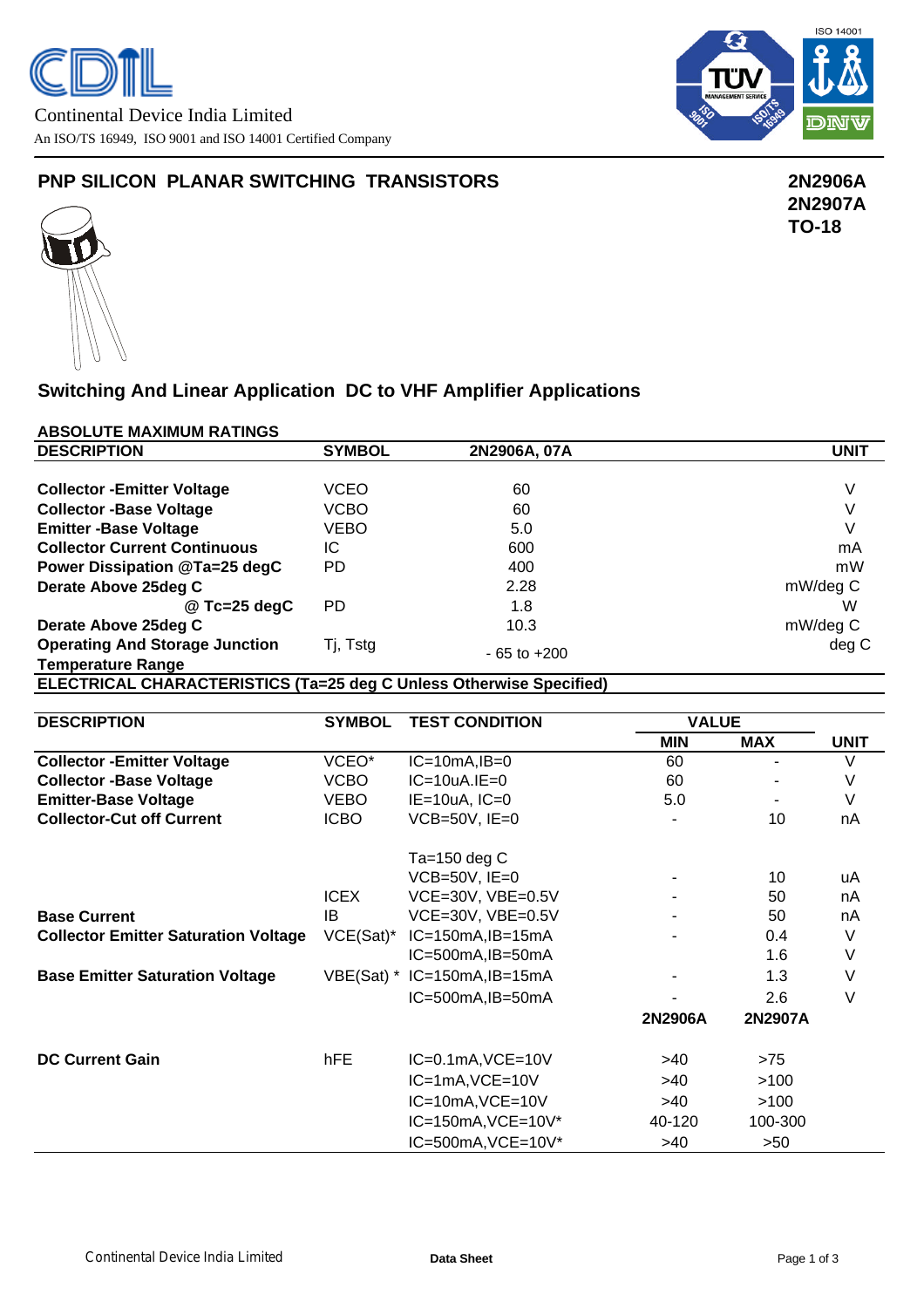Continental Device India Limited
An ISO/TS 16949, ISO 9001 and ISO 14001 Certified Company

## PNP SILICON PLANAR SWITCHING TRANSISTORS

**2N2906A**
**2N2907A**
**TO-18**

### Switching And Linear Application DC to VHF Amplifier Applications

**ABSOLUTE MAXIMUM RATINGS**

| DESCRIPTION | SYMBOL | 2N2906A, 07A | UNIT |
|---|---|---|---|
| **Collector -Emitter Voltage** | VCEO | 60 | V |
| **Collector -Base Voltage** | VCBO | 60 | V |
| **Emitter -Base Voltage** | VEBO | 5.0 | V |
| **Collector Current Continuous** | IC | 600 | mA |
| **Power Dissipation @Ta=25 degC** | PD | 400 | mW |
| **Derate Above 25deg C** | | 2.28 | mW/deg C |
| **@ Tc=25 degC** | PD | 1.8 | W |
| **Derate Above 25deg C** | | 10.3 | mW/deg C |
| **Operating And Storage Junction Temperature Range** | Tj, Tstg | - 65 to +200 | deg C |

**ELECTRICAL CHARACTERISTICS (Ta=25 deg C Unless Otherwise Specified)**

| DESCRIPTION | SYMBOL | TEST CONDITION | VALUE MIN | VALUE MAX | UNIT |
|---|---|---|---|---|---|
| **Collector -Emitter Voltage** | VCEO* | IC=10mA,IB=0 | 60 | - | V |
| **Collector -Base Voltage** | VCBO | IC=10uA.IE=0 | 60 | - | V |
| **Emitter-Base Voltage** | VEBO | IE=10uA, IC=0 | 5.0 | - | V |
| **Collector-Cut off Current** | ICBO | VCB=50V, IE=0 | - | 10 | nA |
| | | Ta=150 deg C VCB=50V, IE=0 | - | 10 | uA |
| | ICEX | VCE=30V, VBE=0.5V | - | 50 | nA |
| **Base Current** | IB | VCE=30V, VBE=0.5V | - | 50 | nA |
| **Collector Emitter Saturation Voltage** | VCE(Sat)* | IC=150mA,IB=15mA | - | 0.4 | V |
| | | IC=500mA,IB=50mA | | 1.6 | V |
| **Base Emitter Saturation Voltage** | VBE(Sat) * | IC=150mA,IB=15mA | - | 1.3 | V |
| | | IC=500mA,IB=50mA | - | 2.6 | V |
| | | | **2N2906A** | **2N2907A** | |
| **DC Current Gain** | hFE | IC=0.1mA,VCE=10V | >40 | >75 | |
| | | IC=1mA,VCE=10V | >40 | >100 | |
| | | IC=10mA,VCE=10V | >40 | >100 | |
| | | IC=150mA,VCE=10V* | 40-120 | 100-300 | |
| | | IC=500mA,VCE=10V* | >40 | >50 | |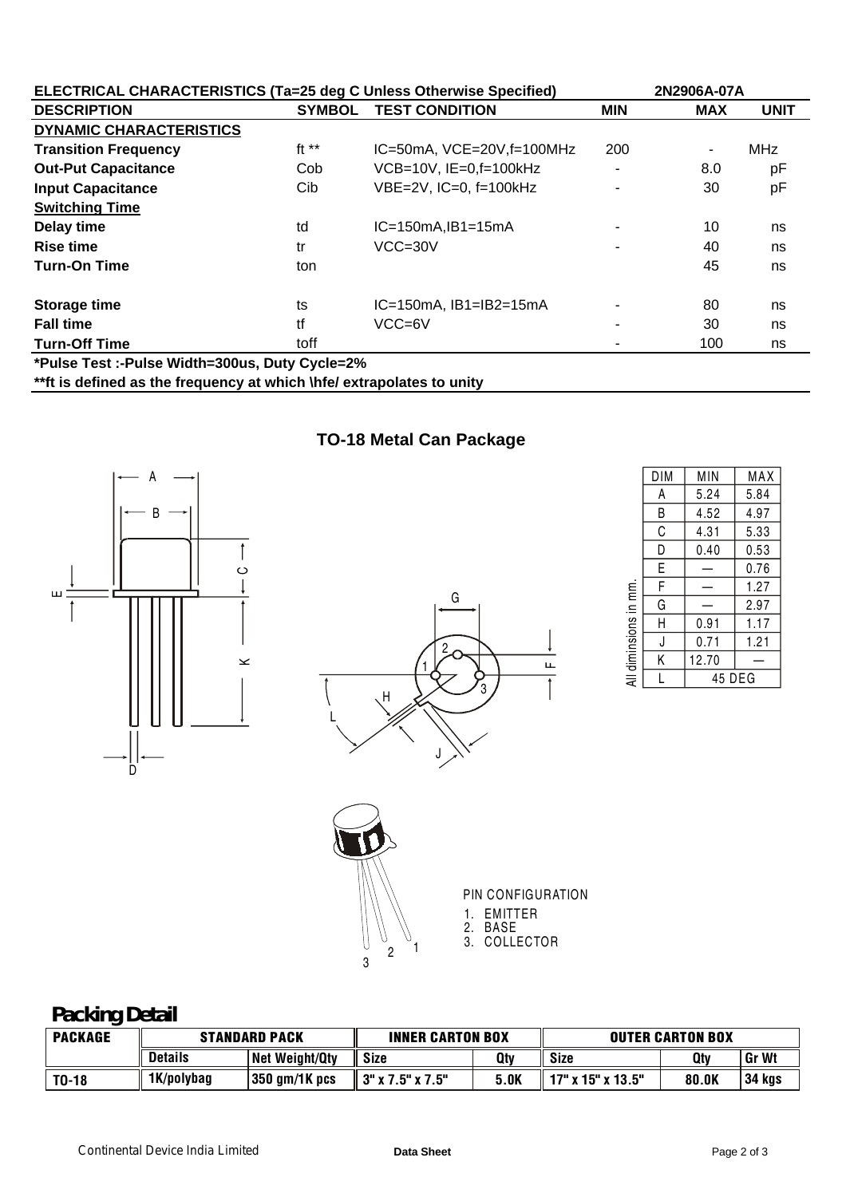## ELECTRICAL CHARACTERISTICS (Ta=25 deg C Unless Otherwise Specified) 2N2906A-07A

| DESCRIPTION | SYMBOL | TEST CONDITION | MIN | MAX | UNIT |
|---|---|---|---|---|---|
| **DYNAMIC CHARACTERISTICS** | | | | | |
| **Transition Frequency** | ft ** | IC=50mA, VCE=20V,f=100MHz | 200 | - | MHz |
| **Out-Put Capacitance** | Cob | VCB=10V, IE=0,f=100kHz | - | 8.0 | pF |
| **Input Capacitance** | Cib | VBE=2V, IC=0, f=100kHz | - | 30 | pF |
| **Switching Time** | | | | | |
| **Delay time** | td | IC=150mA,IB1=15mA | - | 10 | ns |
| **Rise time** | tr | VCC=30V | - | 40 | ns |
| **Turn-On Time** | ton | | | 45 | ns |
| **Storage time** | ts | IC=150mA, IB1=IB2=15mA | - | 80 | ns |
| **Fall time** | tf | VCC=6V | - | 30 | ns |
| **Turn-Off Time** | toff | | - | 100 | ns |

**\*Pulse Test :-Pulse Width=300us, Duty Cycle=2%**

**\*\*ft is defined as the frequency at which \hfe/ extrapolates to unity**

## TO-18 Metal Can Package

All diminsions in mm.

| DIM | MIN | MAX |
|---|---|---|
| A | 5.24 | 5.84 |
| B | 4.52 | 4.97 |
| C | 4.31 | 5.33 |
| D | 0.40 | 0.53 |
| E | — | 0.76 |
| F | — | 1.27 |
| G | — | 2.97 |
| H | 0.91 | 1.17 |
| J | 0.71 | 1.21 |
| K | 12.70 | — |
| L | 45 DEG | |

PIN CONFIGURATION
1. EMITTER
2. BASE
3. COLLECTOR

## Packing Detail

| PACKAGE | STANDARD PACK | | INNER CARTON BOX | | OUTER CARTON BOX | | |
|---|---|---|---|---|---|---|---|
| | Details | Net Weight/Qty | Size | Qty | Size | Qty | Gr Wt |
| TO-18 | 1K/polybag | 350 gm/1K pcs | 3" x 7.5" x 7.5" | 5.0K | 17" x 15" x 13.5" | 80.0K | 34 kgs |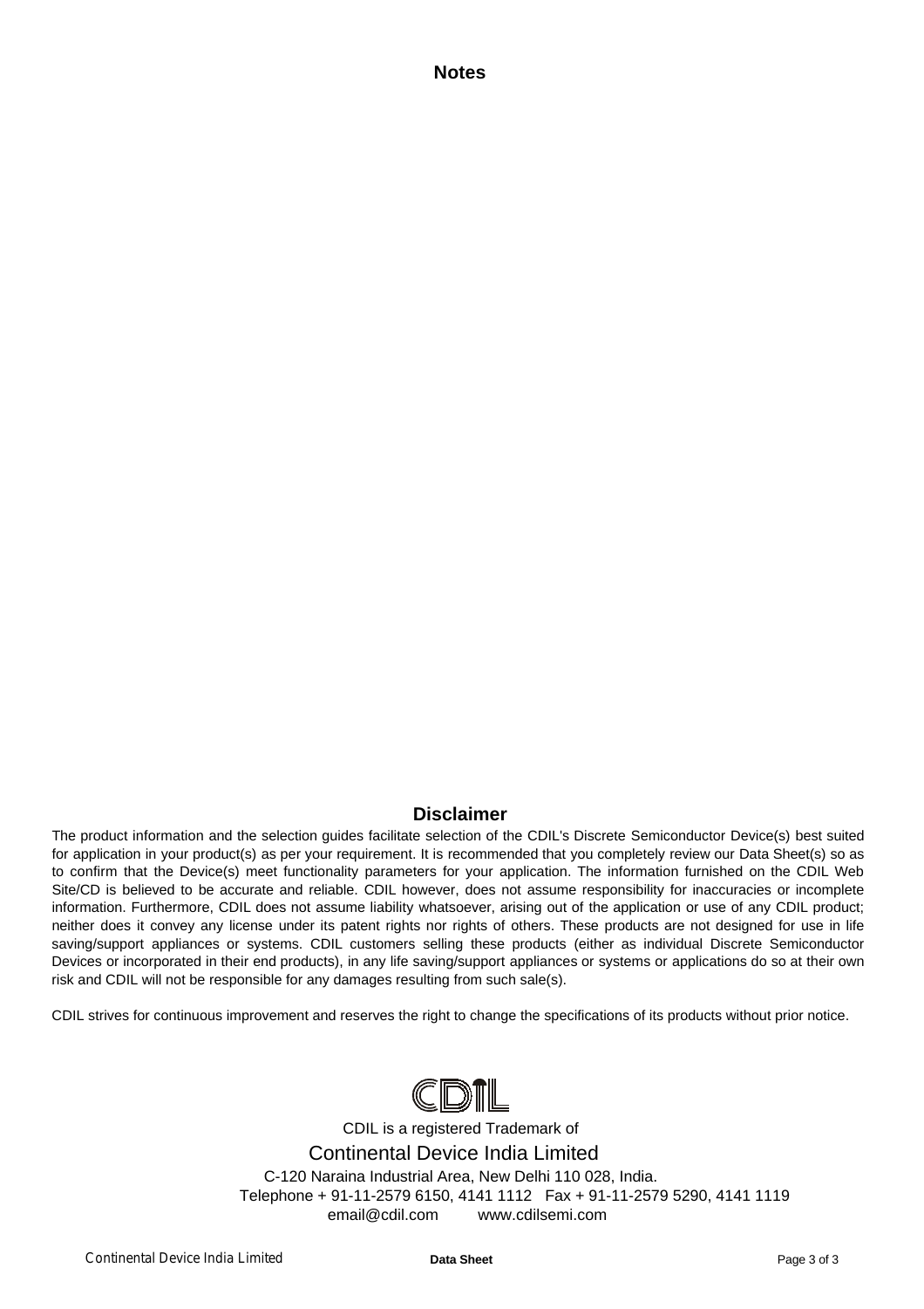## Notes

## Disclaimer

The product information and the selection guides facilitate selection of the CDIL's Discrete Semiconductor Device(s) best suited for application in your product(s) as per your requirement. It is recommended that you completely review our Data Sheet(s) so as to confirm that the Device(s) meet functionality parameters for your application. The information furnished on the CDIL Web Site/CD is believed to be accurate and reliable. CDIL however, does not assume responsibility for inaccuracies or incomplete information. Furthermore, CDIL does not assume liability whatsoever, arising out of the application or use of any CDIL product; neither does it convey any license under its patent rights nor rights of others. These products are not designed for use in life saving/support appliances or systems. CDIL customers selling these products (either as individual Discrete Semiconductor Devices or incorporated in their end products), in any life saving/support appliances or systems or applications do so at their own risk and CDIL will not be responsible for any damages resulting from such sale(s).

CDIL strives for continuous improvement and reserves the right to change the specifications of its products without prior notice.

CDIL is a registered Trademark of

Continental Device India Limited

C-120 Naraina Industrial Area, New Delhi 110 028, India.

Telephone + 91-11-2579 6150, 4141 1112 Fax + 91-11-2579 5290, 4141 1119

email@cdil.com www.cdilsemi.com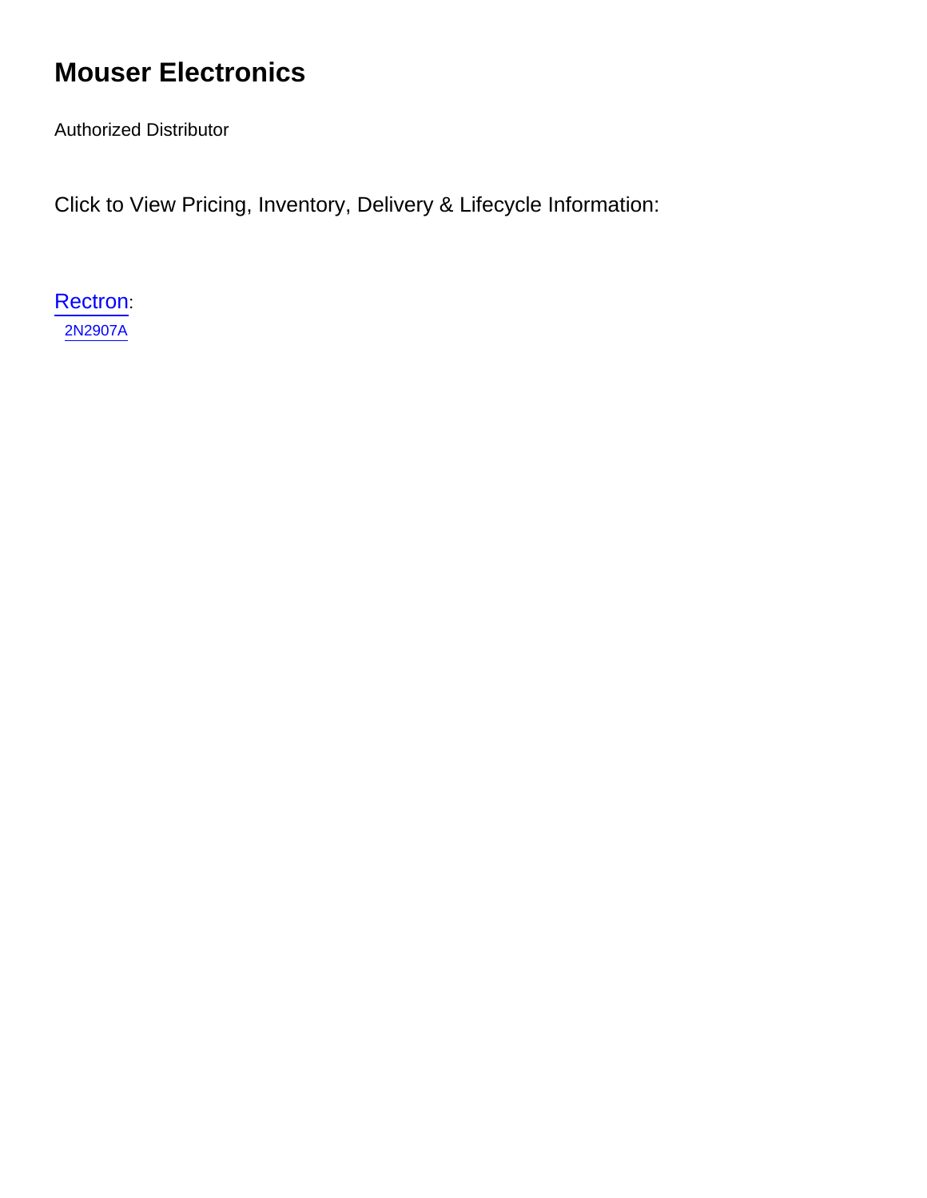# Mouser Electronics

Authorized Distributor

Click to View Pricing, Inventory, Delivery & Lifecycle Information:

Rectron:

2N2907A